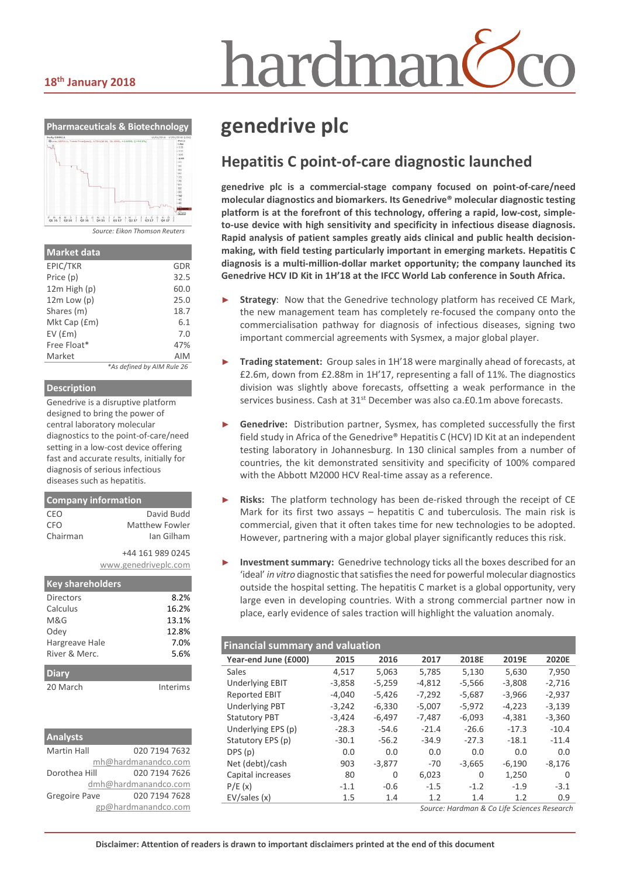18th January 2018

hardman&co

# genedrive plc

## Hepatitis C point-of-care diagnostic launched

**genedrive plc is a commercial-stage company focused on point-of-care/need molecular diagnostics and biomarkers. Its Genedrive® molecular diagnostic testing platform is at the forefront of this technology, offering a rapid, low-cost, simple-to-use device with high sensitivity and specificity in infectious disease diagnosis. Rapid analysis of patient samples greatly aids clinical and public health decision-making, with field testing particularly important in emerging markets. Hepatitis C diagnosis is a multi-million-dollar market opportunity; the company launched its Genedrive HCV ID Kit in 1H'18 at the IFCC World Lab conference in South Africa.**

- **Strategy**: Now that the Genedrive technology platform has received CE Mark, the new management team has completely re-focused the company onto the commercialisation pathway for diagnosis of infectious diseases, signing two important commercial agreements with Sysmex, a major global player.

- **Trading statement:** Group sales in 1H'18 were marginally ahead of forecasts, at £2.6m, down from £2.88m in 1H'17, representing a fall of 11%. The diagnostics division was slightly above forecasts, offsetting a weak performance in the services business. Cash at 31st December was also ca.£0.1m above forecasts.

- **Genedrive:** Distribution partner, Sysmex, has completed successfully the first field study in Africa of the Genedrive® Hepatitis C (HCV) ID Kit at an independent testing laboratory in Johannesburg. In 130 clinical samples from a number of countries, the kit demonstrated sensitivity and specificity of 100% compared with the Abbott M2000 HCV Real-time assay as a reference.

- **Risks:** The platform technology has been de-risked through the receipt of CE Mark for its first two assays – hepatitis C and tuberculosis. The main risk is commercial, given that it often takes time for new technologies to be adopted. However, partnering with a major global player significantly reduces this risk.

- **Investment summary:** Genedrive technology ticks all the boxes described for an 'ideal' *in vitro* diagnostic that satisfies the need for powerful molecular diagnostics outside the hospital setting. The hepatitis C market is a global opportunity, very large even in developing countries. With a strong commercial partner now in place, early evidence of sales traction will highlight the valuation anomaly.

**Financial summary and valuation**

| Year-end June (£000) | 2015 | 2016 | 2017 | 2018E | 2019E | 2020E |
|---|---|---|---|---|---|---|
| Sales | 4,517 | 5,063 | 5,785 | 5,130 | 5,630 | 7,950 |
| Underlying EBIT | -3,858 | -5,259 | -4,812 | -5,566 | -3,808 | -2,716 |
| Reported EBIT | -4,040 | -5,426 | -7,292 | -5,687 | -3,966 | -2,937 |
| Underlying PBT | -3,242 | -6,330 | -5,007 | -5,972 | -4,223 | -3,139 |
| Statutory PBT | -3,424 | -6,497 | -7,487 | -6,093 | -4,381 | -3,360 |
| Underlying EPS (p) | -28.3 | -54.6 | -21.4 | -26.6 | -17.3 | -10.4 |
| Statutory EPS (p) | -30.1 | -56.2 | -34.9 | -27.3 | -18.1 | -11.4 |
| DPS (p) | 0.0 | 0.0 | 0.0 | 0.0 | 0.0 | 0.0 |
| Net (debt)/cash | 903 | -3,877 | -70 | -3,665 | -6,190 | -8,176 |
| Capital increases | 80 | 0 | 6,023 | 0 | 1,250 | 0 |
| P/E (x) | -1.1 | -0.6 | -1.5 | -1.2 | -1.9 | -3.1 |
| EV/sales (x) | 1.5 | 1.4 | 1.2 | 1.4 | 1.2 | 0.9 |

Source: Hardman & Co Life Sciences Research

**Pharmaceuticals & Biotechnology**

Source: Eikon Thomson Reuters

**Market data**

| | |
|---|---|
| EPIC/TKR | GDR |
| Price (p) | 32.5 |
| 12m High (p) | 60.0 |
| 12m Low (p) | 25.0 |
| Shares (m) | 18.7 |
| Mkt Cap (£m) | 6.1 |
| EV (£m) | 7.0 |
| Free Float* | 47% |
| Market | AIM |

*As defined by AIM Rule 26

**Description**

Genedrive is a disruptive platform designed to bring the power of central laboratory molecular diagnostics to the point-of-care/need setting in a low-cost device offering fast and accurate results, initially for diagnosis of serious infectious diseases such as hepatitis.

**Company information**

| | |
|---|---|
| CEO | David Budd |
| CFO | Matthew Fowler |
| Chairman | Ian Gilham |

+44 161 989 0245
www.genedriveplc.com

**Key shareholders**

| | |
|---|---|
| Directors | 8.2% |
| Calculus | 16.2% |
| M&G | 13.1% |
| Odey | 12.8% |
| Hargreave Hale | 7.0% |
| River & Merc. | 5.6% |

**Diary**

| | |
|---|---|
| 20 March | Interims |

**Analysts**

| | |
|---|---|
| Martin Hall | 020 7194 7632 |
| | mh@hardmanandco.com |
| Dorothea Hill | 020 7194 7626 |
| | dmh@hardmanandco.com |
| Gregoire Pave | 020 7194 7628 |
| | gp@hardmanandco.com |

**Disclaimer: Attention of readers is drawn to important disclaimers printed at the end of this document**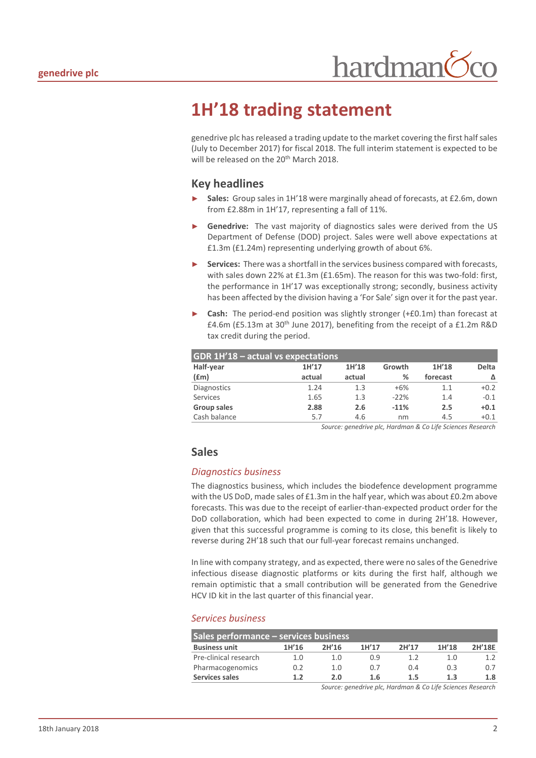# 1H'18 trading statement

genedrive plc has released a trading update to the market covering the first half sales (July to December 2017) for fiscal 2018. The full interim statement is expected to be will be released on the 20th March 2018.

## Key headlines

- **Sales:** Group sales in 1H'18 were marginally ahead of forecasts, at £2.6m, down from £2.88m in 1H'17, representing a fall of 11%.
- **Genedrive:** The vast majority of diagnostics sales were derived from the US Department of Defense (DOD) project. Sales were well above expectations at £1.3m (£1.24m) representing underlying growth of about 6%.
- **Services:** There was a shortfall in the services business compared with forecasts, with sales down 22% at £1.3m (£1.65m). The reason for this was two-fold: first, the performance in 1H'17 was exceptionally strong; secondly, business activity has been affected by the division having a 'For Sale' sign over it for the past year.
- **Cash:** The period-end position was slightly stronger (+£0.1m) than forecast at £4.6m (£5.13m at 30th June 2017), benefiting from the receipt of a £1.2m R&D tax credit during the period.

**GDR 1H'18 – actual vs expectations**

| Half-year (£m) | 1H'17 actual | 1H'18 actual | Growth % | 1H'18 forecast | Delta Δ |
|---|---|---|---|---|---|
| Diagnostics | 1.24 | 1.3 | +6% | 1.1 | +0.2 |
| Services | 1.65 | 1.3 | -22% | 1.4 | -0.1 |
| **Group sales** | **2.88** | **2.6** | **-11%** | **2.5** | **+0.1** |
| Cash balance | 5.7 | 4.6 | nm | 4.5 | +0.1 |

*Source: genedrive plc, Hardman & Co Life Sciences Research*

## Sales

### *Diagnostics business*

The diagnostics business, which includes the biodefence development programme with the US DoD, made sales of £1.3m in the half year, which was about £0.2m above forecasts. This was due to the receipt of earlier-than-expected product order for the DoD collaboration, which had been expected to come in during 2H'18. However, given that this successful programme is coming to its close, this benefit is likely to reverse during 2H'18 such that our full-year forecast remains unchanged.

In line with company strategy, and as expected, there were no sales of the Genedrive infectious disease diagnostic platforms or kits during the first half, although we remain optimistic that a small contribution will be generated from the Genedrive HCV ID kit in the last quarter of this financial year.

### *Services business*

**Sales performance – services business**

| Business unit | 1H'16 | 2H'16 | 1H'17 | 2H'17 | 1H'18 | 2H'18E |
|---|---|---|---|---|---|---|
| Pre-clinical research | 1.0 | 1.0 | 0.9 | 1.2 | 1.0 | 1.2 |
| Pharmacogenomics | 0.2 | 1.0 | 0.7 | 0.4 | 0.3 | 0.7 |
| **Services sales** | **1.2** | **2.0** | **1.6** | **1.5** | **1.3** | **1.8** |

*Source: genedrive plc, Hardman & Co Life Sciences Research*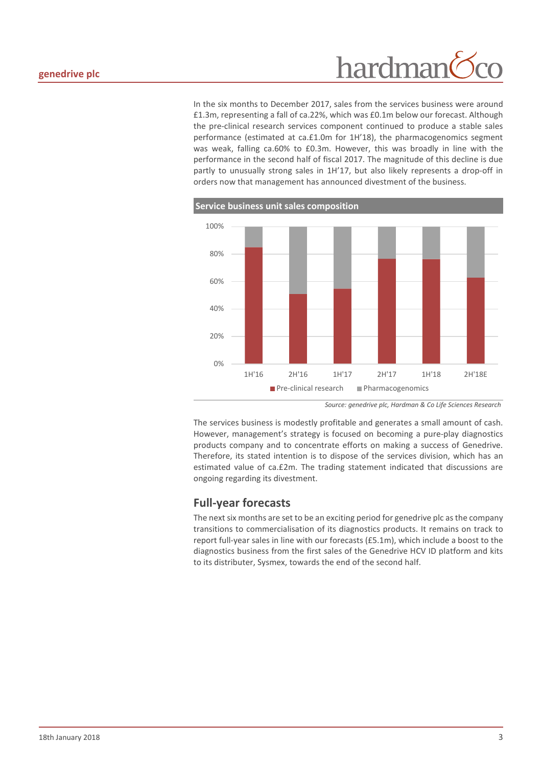In the six months to December 2017, sales from the services business were around £1.3m, representing a fall of ca.22%, which was £0.1m below our forecast. Although the pre-clinical research services component continued to produce a stable sales performance (estimated at ca.£1.0m for 1H'18), the pharmacogenomics segment was weak, falling ca.60% to £0.3m. However, this was broadly in line with the performance in the second half of fiscal 2017. The magnitude of this decline is due partly to unusually strong sales in 1H'17, but also likely represents a drop-off in orders now that management has announced divestment of the business.

**Service business unit sales composition**

100%
80%
60%
40%
20%
0%

1H'16 2H'16 1H'17 2H'17 1H'18 2H'18E

Pre-clinical research Pharmacogenomics

*Source: genedrive plc, Hardman & Co Life Sciences Research*

The services business is modestly profitable and generates a small amount of cash. However, management's strategy is focused on becoming a pure-play diagnostics products company and to concentrate efforts on making a success of Genedrive. Therefore, its stated intention is to dispose of the services division, which has an estimated value of ca.£2m. The trading statement indicated that discussions are ongoing regarding its divestment.

## Full-year forecasts

The next six months are set to be an exciting period for genedrive plc as the company transitions to commercialisation of its diagnostics products. It remains on track to report full-year sales in line with our forecasts (£5.1m), which include a boost to the diagnostics business from the first sales of the Genedrive HCV ID platform and kits to its distributer, Sysmex, towards the end of the second half.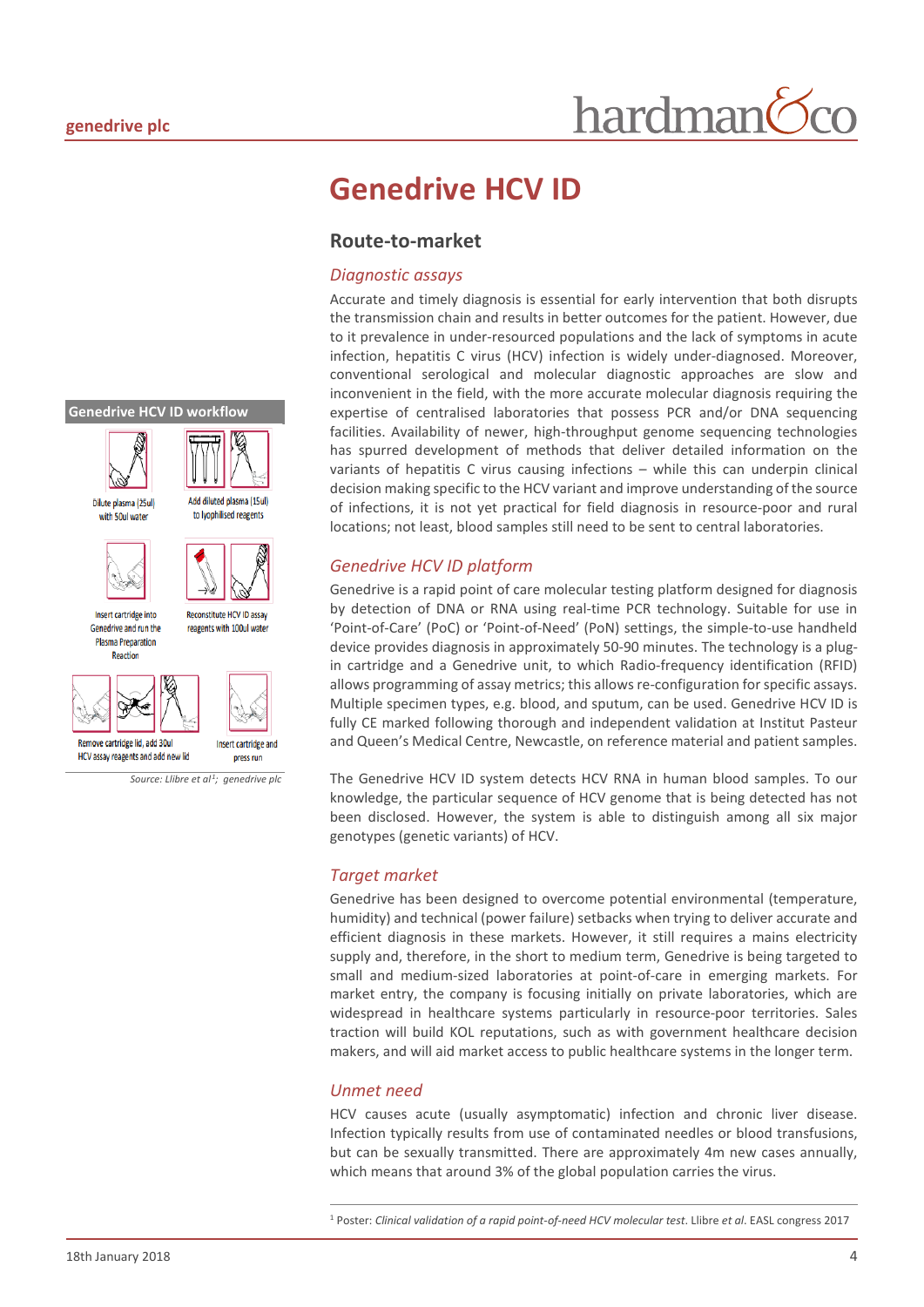# Genedrive HCV ID

## Route-to-market

### *Diagnostic assays*

Accurate and timely diagnosis is essential for early intervention that both disrupts the transmission chain and results in better outcomes for the patient. However, due to it prevalence in under-resourced populations and the lack of symptoms in acute infection, hepatitis C virus (HCV) infection is widely under-diagnosed. Moreover, conventional serological and molecular diagnostic approaches are slow and inconvenient in the field, with the more accurate molecular diagnosis requiring the expertise of centralised laboratories that possess PCR and/or DNA sequencing facilities. Availability of newer, high-throughput genome sequencing technologies has spurred development of methods that deliver detailed information on the variants of hepatitis C virus causing infections – while this can underpin clinical decision making specific to the HCV variant and improve understanding of the source of infections, it is not yet practical for field diagnosis in resource-poor and rural locations; not least, blood samples still need to be sent to central laboratories.

**Genedrive HCV ID workflow**

Dilute plasma (25ul) with 50ul water

Add diluted plasma (15ul) to lyophilised reagents

Insert cartridge into Genedrive and run the Plasma Preparation Reaction

Reconstitute HCV ID assay reagents with 100ul water

Remove cartridge lid, add 30ul HCV assay reagents and add new lid

Insert cartridge and press run

*Source: Llibre et al[1]; genedrive plc*

### *Genedrive HCV ID platform*

Genedrive is a rapid point of care molecular testing platform designed for diagnosis by detection of DNA or RNA using real-time PCR technology. Suitable for use in 'Point-of-Care' (PoC) or 'Point-of-Need' (PoN) settings, the simple-to-use handheld device provides diagnosis in approximately 50-90 minutes. The technology is a plug-in cartridge and a Genedrive unit, to which Radio-frequency identification (RFID) allows programming of assay metrics; this allows re-configuration for specific assays. Multiple specimen types, e.g. blood, and sputum, can be used. Genedrive HCV ID is fully CE marked following thorough and independent validation at Institut Pasteur and Queen's Medical Centre, Newcastle, on reference material and patient samples.

The Genedrive HCV ID system detects HCV RNA in human blood samples. To our knowledge, the particular sequence of HCV genome that is being detected has not been disclosed. However, the system is able to distinguish among all six major genotypes (genetic variants) of HCV.

### *Target market*

Genedrive has been designed to overcome potential environmental (temperature, humidity) and technical (power failure) setbacks when trying to deliver accurate and efficient diagnosis in these markets. However, it still requires a mains electricity supply and, therefore, in the short to medium term, Genedrive is being targeted to small and medium-sized laboratories at point-of-care in emerging markets. For market entry, the company is focusing initially on private laboratories, which are widespread in healthcare systems particularly in resource-poor territories. Sales traction will build KOL reputations, such as with government healthcare decision makers, and will aid market access to public healthcare systems in the longer term.

### *Unmet need*

HCV causes acute (usually asymptomatic) infection and chronic liver disease. Infection typically results from use of contaminated needles or blood transfusions, but can be sexually transmitted. There are approximately 4m new cases annually, which means that around 3% of the global population carries the virus.

[1] Poster: *Clinical validation of a rapid point-of-need HCV molecular test*. Llibre *et al*. EASL congress 2017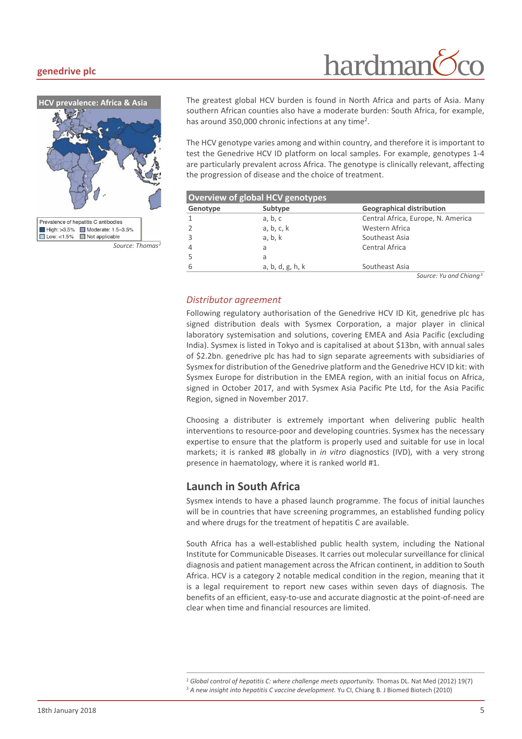**HCV prevalence: Africa & Asia**

Prevalence of hepatitis C antibodies
High: >3.5% | Moderate: 1.5–3.5% | Low: <1.5% | Not applicable

*Source: Thomas*[2]

The greatest global HCV burden is found in North Africa and parts of Asia. Many southern African counties also have a moderate burden: South Africa, for example, has around 350,000 chronic infections at any time[2].

The HCV genotype varies among and within country, and therefore it is important to test the Genedrive HCV ID platform on local samples. For example, genotypes 1-4 are particularly prevalent across Africa. The genotype is clinically relevant, affecting the progression of disease and the choice of treatment.

**Overview of global HCV genotypes**

| Genotype | Subtype | Geographical distribution |
|---|---|---|
| 1 | a, b, c | Central Africa, Europe, N. America |
| 2 | a, b, c, k | Western Africa |
| 3 | a, b, k | Southeast Asia |
| 4 | a | Central Africa |
| 5 | a | |
| 6 | a, b, d, g, h, k | Southeast Asia |

*Source: Yu and Chiang*[3]

### *Distributor agreement*

Following regulatory authorisation of the Genedrive HCV ID Kit, genedrive plc has signed distribution deals with Sysmex Corporation, a major player in clinical laboratory systemisation and solutions, covering EMEA and Asia Pacific (excluding India). Sysmex is listed in Tokyo and is capitalised at about $13bn, with annual sales of $2.2bn. genedrive plc has had to sign separate agreements with subsidiaries of Sysmex for distribution of the Genedrive platform and the Genedrive HCV ID kit: with Sysmex Europe for distribution in the EMEA region, with an initial focus on Africa, signed in October 2017, and with Sysmex Asia Pacific Pte Ltd, for the Asia Pacific Region, signed in November 2017.

Choosing a distributer is extremely important when delivering public health interventions to resource-poor and developing countries. Sysmex has the necessary expertise to ensure that the platform is properly used and suitable for use in local markets; it is ranked #8 globally in *in vitro* diagnostics (IVD), with a very strong presence in haematology, where it is ranked world #1.

## Launch in South Africa

Sysmex intends to have a phased launch programme. The focus of initial launches will be in countries that have screening programmes, an established funding policy and where drugs for the treatment of hepatitis C are available.

South Africa has a well-established public health system, including the National Institute for Communicable Diseases. It carries out molecular surveillance for clinical diagnosis and patient management across the African continent, in addition to South Africa. HCV is a category 2 notable medical condition in the region, meaning that it is a legal requirement to report new cases within seven days of diagnosis. The benefits of an efficient, easy-to-use and accurate diagnostic at the point-of-need are clear when time and financial resources are limited.

---

[2] *Global control of hepatitis C: where challenge meets opportunity.* Thomas DL. Nat Med (2012) 19(7)

[3] *A new insight into hepatitis C vaccine development.* Yu CI, Chiang B. J Biomed Biotech (2010)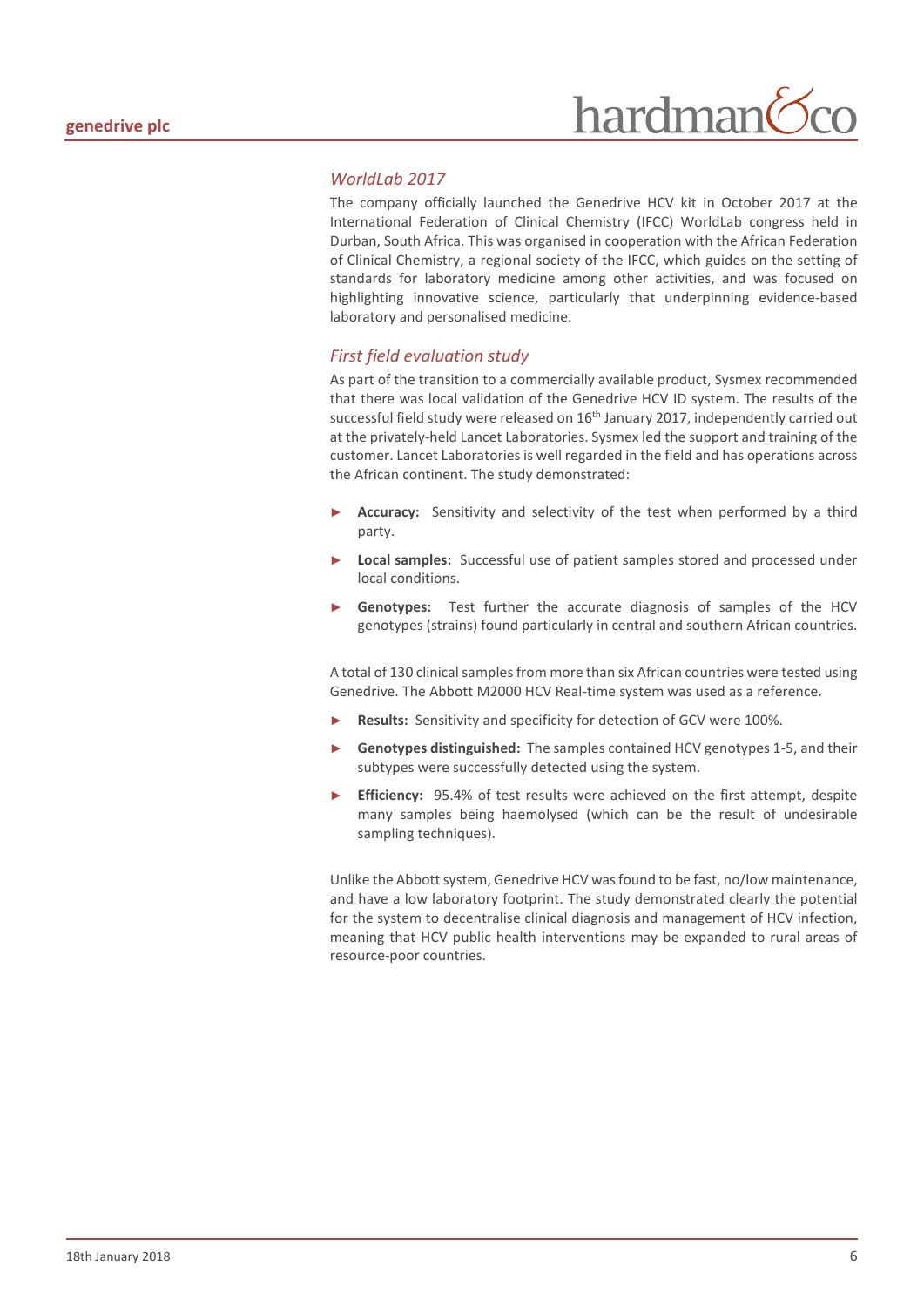### *WorldLab 2017*

The company officially launched the Genedrive HCV kit in October 2017 at the International Federation of Clinical Chemistry (IFCC) WorldLab congress held in Durban, South Africa. This was organised in cooperation with the African Federation of Clinical Chemistry, a regional society of the IFCC, which guides on the setting of standards for laboratory medicine among other activities, and was focused on highlighting innovative science, particularly that underpinning evidence-based laboratory and personalised medicine.

### *First field evaluation study*

As part of the transition to a commercially available product, Sysmex recommended that there was local validation of the Genedrive HCV ID system. The results of the successful field study were released on 16th January 2017, independently carried out at the privately-held Lancet Laboratories. Sysmex led the support and training of the customer. Lancet Laboratories is well regarded in the field and has operations across the African continent. The study demonstrated:

- **Accuracy:** Sensitivity and selectivity of the test when performed by a third party.
- **Local samples:** Successful use of patient samples stored and processed under local conditions.
- **Genotypes:** Test further the accurate diagnosis of samples of the HCV genotypes (strains) found particularly in central and southern African countries.

A total of 130 clinical samples from more than six African countries were tested using Genedrive. The Abbott M2000 HCV Real-time system was used as a reference.

- **Results:** Sensitivity and specificity for detection of GCV were 100%.
- **Genotypes distinguished:** The samples contained HCV genotypes 1-5, and their subtypes were successfully detected using the system.
- **Efficiency:** 95.4% of test results were achieved on the first attempt, despite many samples being haemolysed (which can be the result of undesirable sampling techniques).

Unlike the Abbott system, Genedrive HCV was found to be fast, no/low maintenance, and have a low laboratory footprint. The study demonstrated clearly the potential for the system to decentralise clinical diagnosis and management of HCV infection, meaning that HCV public health interventions may be expanded to rural areas of resource-poor countries.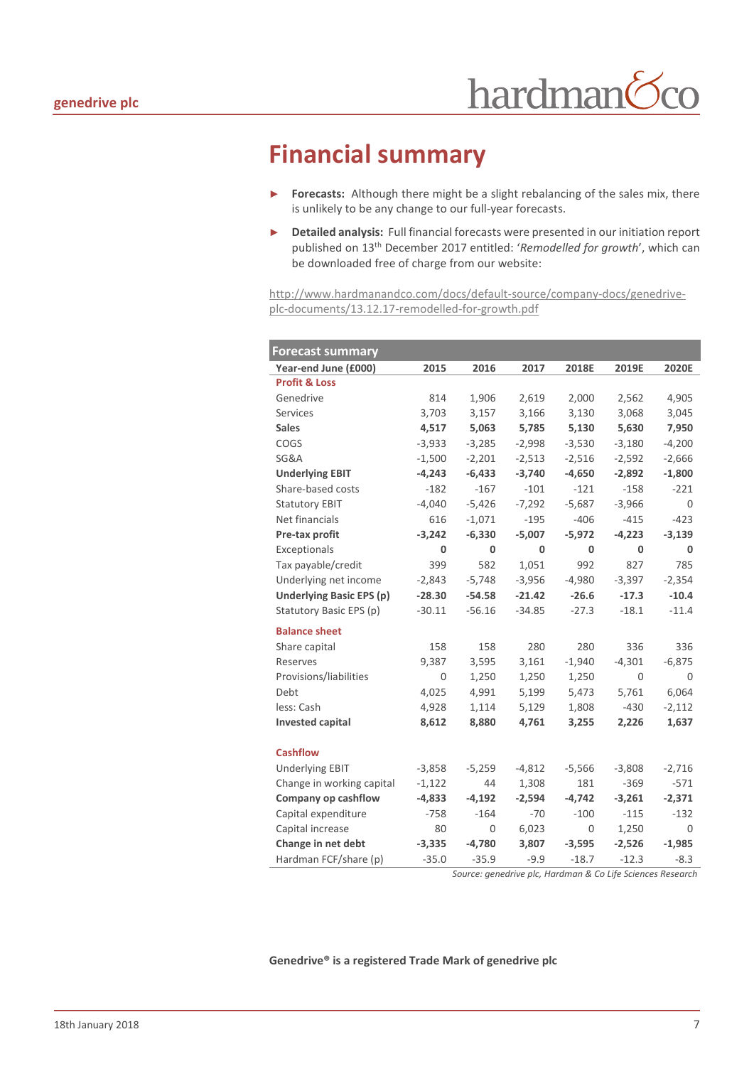# Financial summary

- **Forecasts:** Although there might be a slight rebalancing of the sales mix, there is unlikely to be any change to our full-year forecasts.
- **Detailed analysis:** Full financial forecasts were presented in our initiation report published on 13th December 2017 entitled: '*Remodelled for growth*', which can be downloaded free of charge from our website:

http://www.hardmanandco.com/docs/default-source/company-docs/genedrive-plc-documents/13.12.17-remodelled-for-growth.pdf

| Forecast summary | | | | | | |
|---|---|---|---|---|---|---|
| **Year-end June (£000)** | **2015** | **2016** | **2017** | **2018E** | **2019E** | **2020E** |
| **Profit & Loss** | | | | | | |
| Genedrive | 814 | 1,906 | 2,619 | 2,000 | 2,562 | 4,905 |
| Services | 3,703 | 3,157 | 3,166 | 3,130 | 3,068 | 3,045 |
| **Sales** | **4,517** | **5,063** | **5,785** | **5,130** | **5,630** | **7,950** |
| COGS | -3,933 | -3,285 | -2,998 | -3,530 | -3,180 | -4,200 |
| SG&A | -1,500 | -2,201 | -2,513 | -2,516 | -2,592 | -2,666 |
| **Underlying EBIT** | **-4,243** | **-6,433** | **-3,740** | **-4,650** | **-2,892** | **-1,800** |
| Share-based costs | -182 | -167 | -101 | -121 | -158 | -221 |
| Statutory EBIT | -4,040 | -5,426 | -7,292 | -5,687 | -3,966 | 0 |
| Net financials | 616 | -1,071 | -195 | -406 | -415 | -423 |
| **Pre-tax profit** | **-3,242** | **-6,330** | **-5,007** | **-5,972** | **-4,223** | **-3,139** |
| Exceptionals | **0** | **0** | **0** | **0** | **0** | **0** |
| Tax payable/credit | 399 | 582 | 1,051 | 992 | 827 | 785 |
| Underlying net income | -2,843 | -5,748 | -3,956 | -4,980 | -3,397 | -2,354 |
| **Underlying Basic EPS (p)** | **-28.30** | **-54.58** | **-21.42** | **-26.6** | **-17.3** | **-10.4** |
| Statutory Basic EPS (p) | -30.11 | -56.16 | -34.85 | -27.3 | -18.1 | -11.4 |
| **Balance sheet** | | | | | | |
| Share capital | 158 | 158 | 280 | 280 | 336 | 336 |
| Reserves | 9,387 | 3,595 | 3,161 | -1,940 | -4,301 | -6,875 |
| Provisions/liabilities | 0 | 1,250 | 1,250 | 1,250 | 0 | 0 |
| Debt | 4,025 | 4,991 | 5,199 | 5,473 | 5,761 | 6,064 |
| less: Cash | 4,928 | 1,114 | 5,129 | 1,808 | -430 | -2,112 |
| **Invested capital** | **8,612** | **8,880** | **4,761** | **3,255** | **2,226** | **1,637** |
| **Cashflow** | | | | | | |
| Underlying EBIT | -3,858 | -5,259 | -4,812 | -5,566 | -3,808 | -2,716 |
| Change in working capital | -1,122 | 44 | 1,308 | 181 | -369 | -571 |
| **Company op cashflow** | **-4,833** | **-4,192** | **-2,594** | **-4,742** | **-3,261** | **-2,371** |
| Capital expenditure | -758 | -164 | -70 | -100 | -115 | -132 |
| Capital increase | 80 | 0 | 6,023 | 0 | 1,250 | 0 |
| **Change in net debt** | **-3,335** | **-4,780** | **3,807** | **-3,595** | **-2,526** | **-1,985** |
| Hardman FCF/share (p) | -35.0 | -35.9 | -9.9 | -18.7 | -12.3 | -8.3 |

*Source: genedrive plc, Hardman & Co Life Sciences Research*

**Genedrive® is a registered Trade Mark of genedrive plc**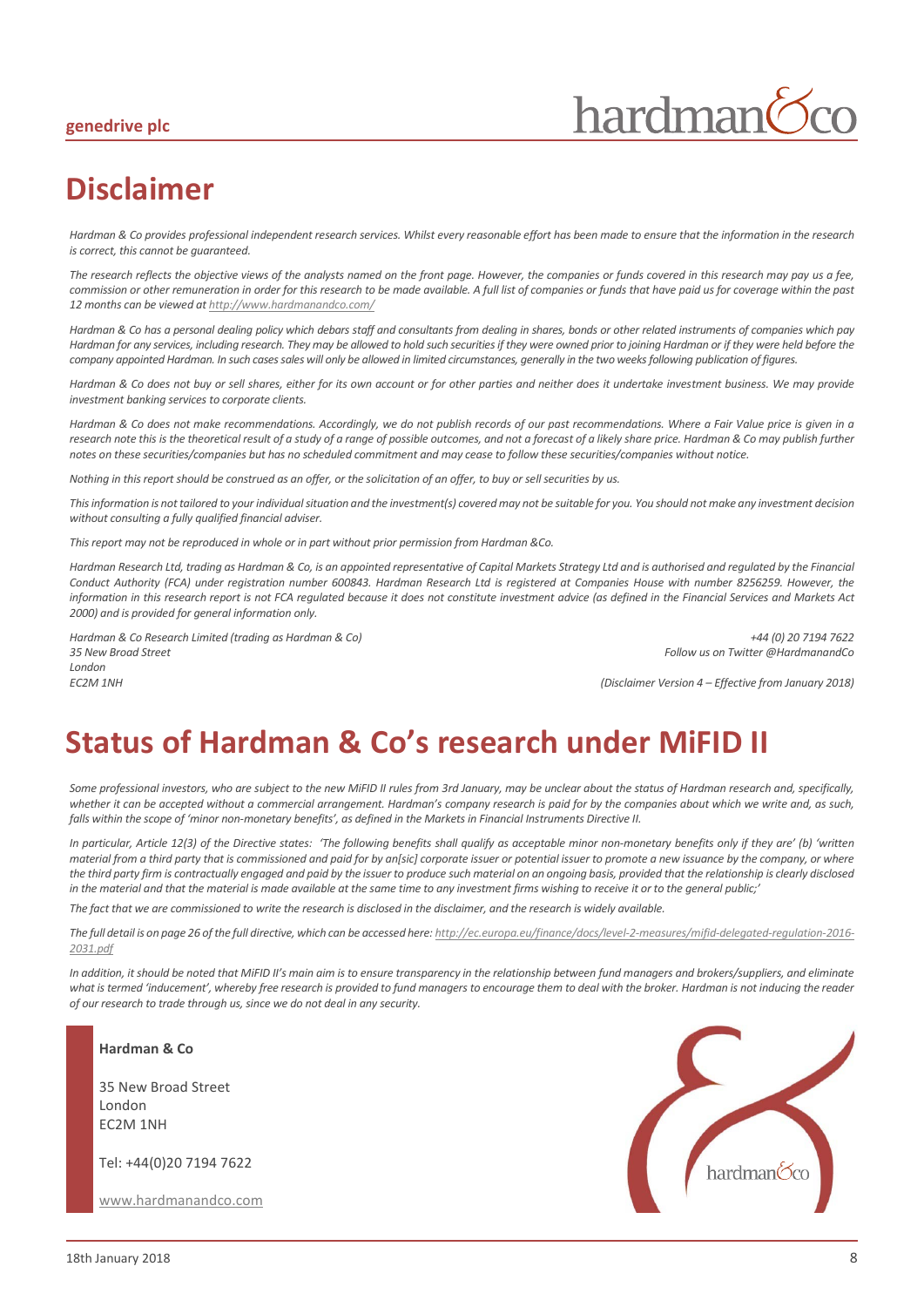# Disclaimer

*Hardman & Co provides professional independent research services. Whilst every reasonable effort has been made to ensure that the information in the research is correct, this cannot be guaranteed.*

*The research reflects the objective views of the analysts named on the front page. However, the companies or funds covered in this research may pay us a fee, commission or other remuneration in order for this research to be made available. A full list of companies or funds that have paid us for coverage within the past 12 months can be viewed at [http://www.hardmanandco.com/](http://www.hardmanandco.com/)*

*Hardman & Co has a personal dealing policy which debars staff and consultants from dealing in shares, bonds or other related instruments of companies which pay Hardman for any services, including research. They may be allowed to hold such securities if they were owned prior to joining Hardman or if they were held before the company appointed Hardman. In such cases sales will only be allowed in limited circumstances, generally in the two weeks following publication of figures.*

*Hardman & Co does not buy or sell shares, either for its own account or for other parties and neither does it undertake investment business. We may provide investment banking services to corporate clients.*

*Hardman & Co does not make recommendations. Accordingly, we do not publish records of our past recommendations. Where a Fair Value price is given in a research note this is the theoretical result of a study of a range of possible outcomes, and not a forecast of a likely share price. Hardman & Co may publish further notes on these securities/companies but has no scheduled commitment and may cease to follow these securities/companies without notice.*

*Nothing in this report should be construed as an offer, or the solicitation of an offer, to buy or sell securities by us.*

*This information is not tailored to your individual situation and the investment(s) covered may not be suitable for you. You should not make any investment decision without consulting a fully qualified financial adviser.*

*This report may not be reproduced in whole or in part without prior permission from Hardman &Co.*

*Hardman Research Ltd, trading as Hardman & Co, is an appointed representative of Capital Markets Strategy Ltd and is authorised and regulated by the Financial Conduct Authority (FCA) under registration number 600843. Hardman Research Ltd is registered at Companies House with number 8256259. However, the information in this research report is not FCA regulated because it does not constitute investment advice (as defined in the Financial Services and Markets Act 2000) and is provided for general information only.*

*Hardman & Co Research Limited (trading as Hardman & Co)*
*35 New Broad Street*
*London*
*EC2M 1NH*

*+44 (0) 20 7194 7622*
*Follow us on Twitter @HardmanandCo*

*(Disclaimer Version 4 – Effective from January 2018)*

# Status of Hardman & Co's research under MiFID II

*Some professional investors, who are subject to the new MiFID II rules from 3rd January, may be unclear about the status of Hardman research and, specifically, whether it can be accepted without a commercial arrangement. Hardman's company research is paid for by the companies about which we write and, as such, falls within the scope of 'minor non-monetary benefits', as defined in the Markets in Financial Instruments Directive II.*

*In particular, Article 12(3) of the Directive states: 'The following benefits shall qualify as acceptable minor non-monetary benefits only if they are' (b) 'written material from a third party that is commissioned and paid for by an[sic] corporate issuer or potential issuer to promote a new issuance by the company, or where the third party firm is contractually engaged and paid by the issuer to produce such material on an ongoing basis, provided that the relationship is clearly disclosed in the material and that the material is made available at the same time to any investment firms wishing to receive it or to the general public;'*

*The fact that we are commissioned to write the research is disclosed in the disclaimer, and the research is widely available.*

*The full detail is on page 26 of the full directive, which can be accessed here: [http://ec.europa.eu/finance/docs/level-2-measures/mifid-delegated-regulation-2016-2031.pdf](http://ec.europa.eu/finance/docs/level-2-measures/mifid-delegated-regulation-2016-2031.pdf)*

*In addition, it should be noted that MiFID II's main aim is to ensure transparency in the relationship between fund managers and brokers/suppliers, and eliminate what is termed 'inducement', whereby free research is provided to fund managers to encourage them to deal with the broker. Hardman is not inducing the reader of our research to trade through us, since we do not deal in any security.*

**Hardman & Co**

35 New Broad Street
London
EC2M 1NH

Tel: +44(0)20 7194 7622

[www.hardmanandco.com](http://www.hardmanandco.com)